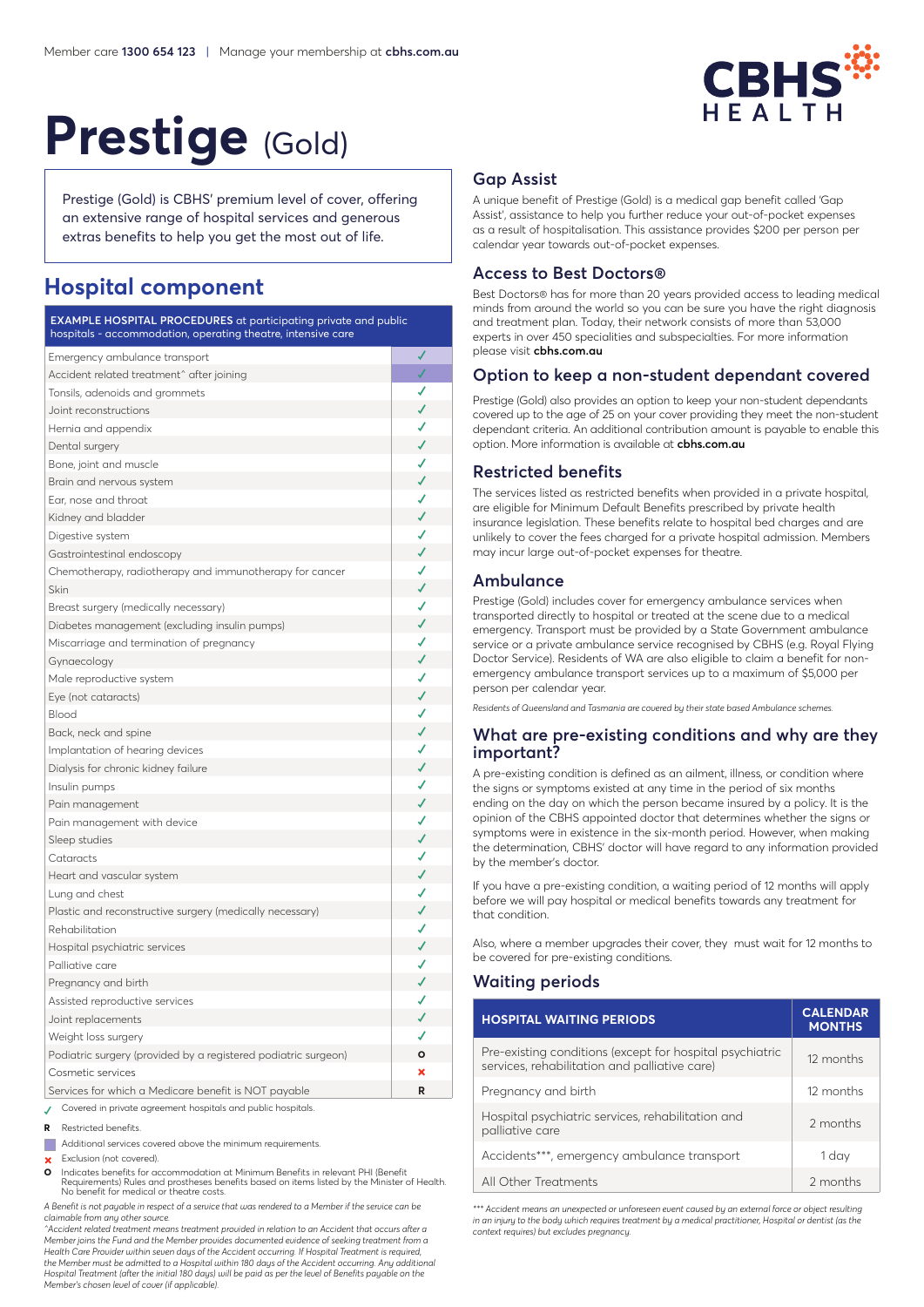Member care **1300 654 123** | Manage your membership at **cbhs.com.au**

# Prestige (Gold)

Prestige (Gold) is CBHS' premium level of cover, offering an extensive range of hospital services and generous extras benefits to help you get the most out of life.

## Hospital component

| **EXAMPLE HOSPITAL PROCEDURES** at participating private and public hospitals - accommodation, operating theatre, intensive care | |
|---|---|
| Emergency ambulance transport | ✓ |
| Accident related treatment^ after joining | ✓ |
| Tonsils, adenoids and grommets | ✓ |
| Joint reconstructions | ✓ |
| Hernia and appendix | ✓ |
| Dental surgery | ✓ |
| Bone, joint and muscle | ✓ |
| Brain and nervous system | ✓ |
| Ear, nose and throat | ✓ |
| Kidney and bladder | ✓ |
| Digestive system | ✓ |
| Gastrointestinal endoscopy | ✓ |
| Chemotherapy, radiotherapy and immunotherapy for cancer | ✓ |
| Skin | ✓ |
| Breast surgery (medically necessary) | ✓ |
| Diabetes management (excluding insulin pumps) | ✓ |
| Miscarriage and termination of pregnancy | ✓ |
| Gynaecology | ✓ |
| Male reproductive system | ✓ |
| Eye (not cataracts) | ✓ |
| Blood | ✓ |
| Back, neck and spine | ✓ |
| Implantation of hearing devices | ✓ |
| Dialysis for chronic kidney failure | ✓ |
| Insulin pumps | ✓ |
| Pain management | ✓ |
| Pain management with device | ✓ |
| Sleep studies | ✓ |
| Cataracts | ✓ |
| Heart and vascular system | ✓ |
| Lung and chest | ✓ |
| Plastic and reconstructive surgery (medically necessary) | ✓ |
| Rehabilitation | ✓ |
| Hospital psychiatric services | ✓ |
| Palliative care | ✓ |
| Pregnancy and birth | ✓ |
| Assisted reproductive services | ✓ |
| Joint replacements | ✓ |
| Weight loss surgery | ✓ |
| Podiatric surgery (provided by a registered podiatric surgeon) | O |
| Cosmetic services | ✗ |
| Services for which a Medicare benefit is NOT payable | R |

✓ Covered in private agreement hospitals and public hospitals.

**R** Restricted benefits.

Additional services covered above the minimum requirements. (Emergency ambulance transport and Accident related treatment^ after joining are shaded.)

✗ Exclusion (not covered).

**O** Indicates benefits for accommodation at Minimum Benefits in relevant PHI (Benefit Requirements) Rules and prostheses benefits based on items listed by the Minister of Health. No benefit for medical or theatre costs.

*A Benefit is not payable in respect of a service that was rendered to a Member if the service can be claimable from any other source.*

*^Accident related treatment means treatment provided in relation to an Accident that occurs after a Member joins the Fund and the Member provides documented evidence of seeking treatment from a Health Care Provider within seven days of the Accident occurring. If Hospital Treatment is required, the Member must be admitted to a Hospital within 180 days of the Accident occurring. Any additional Hospital Treatment (after the initial 180 days) will be paid as per the level of Benefits payable on the Member's chosen level of cover (if applicable).*

### Gap Assist

A unique benefit of Prestige (Gold) is a medical gap benefit called 'Gap Assist', assistance to help you further reduce your out-of-pocket expenses as a result of hospitalisation. This assistance provides $200 per person per calendar year towards out-of-pocket expenses.

### Access to Best Doctors®

Best Doctors® has for more than 20 years provided access to leading medical minds from around the world so you can be sure you have the right diagnosis and treatment plan. Today, their network consists of more than 53,000 experts in over 450 specialities and subspecialties. For more information please visit **cbhs.com.au**

### Option to keep a non-student dependant covered

Prestige (Gold) also provides an option to keep your non-student dependants covered up to the age of 25 on your cover providing they meet the non-student dependant criteria. An additional contribution amount is payable to enable this option. More information is available at **cbhs.com.au**

### Restricted benefits

The services listed as restricted benefits when provided in a private hospital, are eligible for Minimum Default Benefits prescribed by private health insurance legislation. These benefits relate to hospital bed charges and are unlikely to cover the fees charged for a private hospital admission. Members may incur large out-of-pocket expenses for theatre.

### Ambulance

Prestige (Gold) includes cover for emergency ambulance services when transported directly to hospital or treated at the scene due to a medical emergency. Transport must be provided by a State Government ambulance service or a private ambulance service recognised by CBHS (e.g. Royal Flying Doctor Service). Residents of WA are also eligible to claim a benefit for non-emergency ambulance transport services up to a maximum of $5,000 per person per calendar year.

*Residents of Queensland and Tasmania are covered by their state based Ambulance schemes.*

### What are pre-existing conditions and why are they important?

A pre-existing condition is defined as an ailment, illness, or condition where the signs or symptoms existed at any time in the period of six months ending on the day on which the person became insured by a policy. It is the opinion of the CBHS appointed doctor that determines whether the signs or symptoms were in existence in the six-month period. However, when making the determination, CBHS' doctor will have regard to any information provided by the member's doctor.

If you have a pre-existing condition, a waiting period of 12 months will apply before we will pay hospital or medical benefits towards any treatment for that condition.

Also, where a member upgrades their cover, they must wait for 12 months to be covered for pre-existing conditions.

### Waiting periods

| HOSPITAL WAITING PERIODS | CALENDAR MONTHS |
|---|---|
| Pre-existing conditions (except for hospital psychiatric services, rehabilitation and palliative care) | 12 months |
| Pregnancy and birth | 12 months |
| Hospital psychiatric services, rehabilitation and palliative care | 2 months |
| Accidents***, emergency ambulance transport | 1 day |
| All Other Treatments | 2 months |

*\*\*\* Accident means an unexpected or unforeseen event caused by an external force or object resulting in an injury to the body which requires treatment by a medical practitioner, Hospital or dentist (as the context requires) but excludes pregnancy.*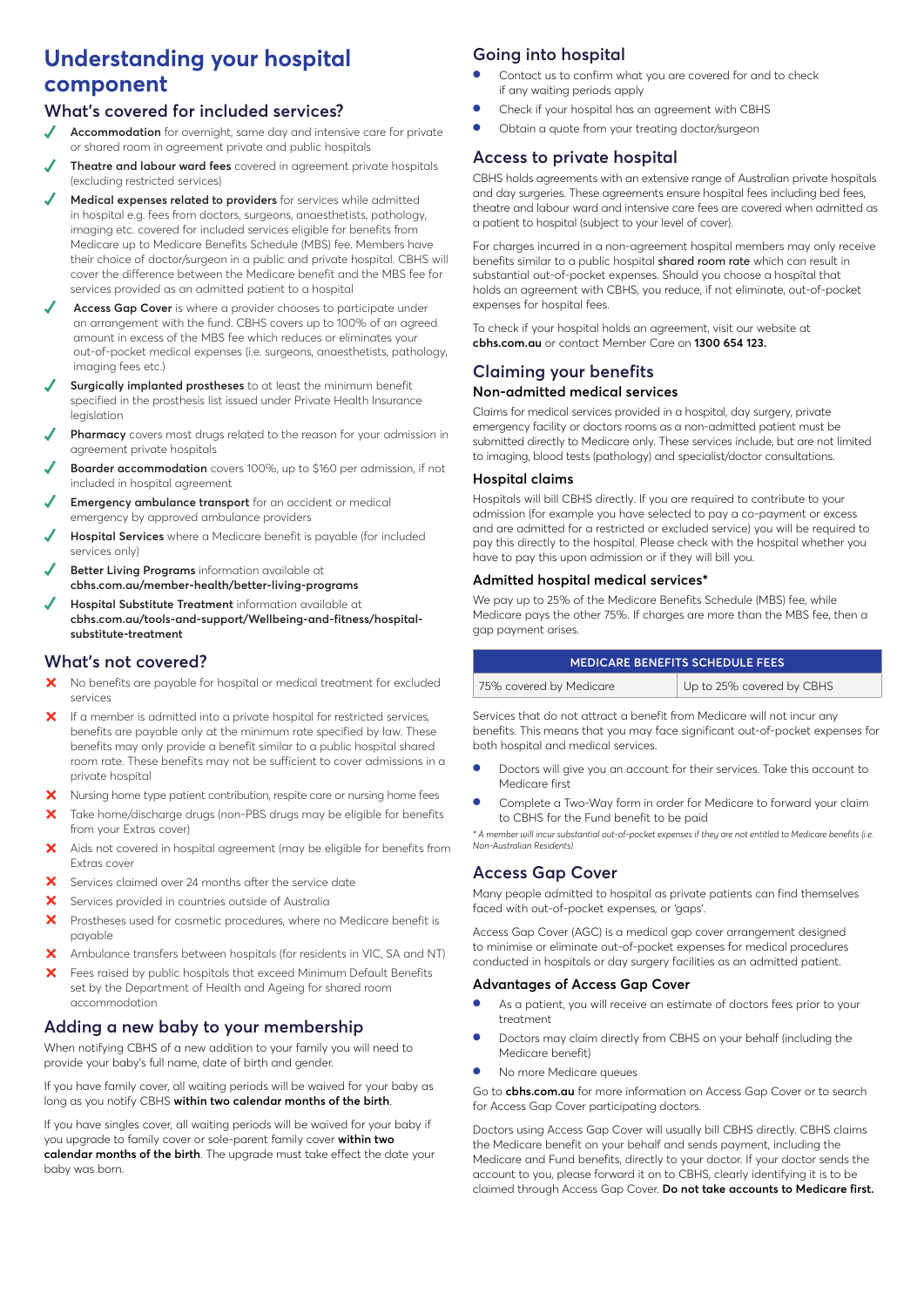# Understanding your hospital component

## What's covered for included services?

- **Accommodation** for overnight, same day and intensive care for private or shared room in agreement private and public hospitals
- **Theatre and labour ward fees** covered in agreement private hospitals (excluding restricted services)
- **Medical expenses related to providers** for services while admitted in hospital e.g. fees from doctors, surgeons, anaesthetists, pathology, imaging etc. covered for included services eligible for benefits from Medicare up to Medicare Benefits Schedule (MBS) fee. Members have their choice of doctor/surgeon in a public and private hospital. CBHS will cover the difference between the Medicare benefit and the MBS fee for services provided as an admitted patient to a hospital
- **Access Gap Cover** is where a provider chooses to participate under an arrangement with the fund. CBHS covers up to 100% of an agreed amount in excess of the MBS fee which reduces or eliminates your out-of-pocket medical expenses (i.e. surgeons, anaesthetists, pathology, imaging fees etc.)
- **Surgically implanted prostheses** to at least the minimum benefit specified in the prosthesis list issued under Private Health Insurance legislation
- **Pharmacy** covers most drugs related to the reason for your admission in agreement private hospitals
- **Boarder accommodation** covers 100%, up to $160 per admission, if not included in hospital agreement
- **Emergency ambulance transport** for an accident or medical emergency by approved ambulance providers
- **Hospital Services** where a Medicare benefit is payable (for included services only)
- **Better Living Programs** information available at **cbhs.com.au/member-health/better-living-programs**
- **Hospital Substitute Treatment** information available at **cbhs.com.au/tools-and-support/Wellbeing-and-fitness/hospital-substitute-treatment**

## What's not covered?

- No benefits are payable for hospital or medical treatment for excluded services
- If a member is admitted into a private hospital for restricted services, benefits are payable only at the minimum rate specified by law. These benefits may only provide a benefit similar to a public hospital shared room rate. These benefits may not be sufficient to cover admissions in a private hospital
- Nursing home type patient contribution, respite care or nursing home fees
- Take home/discharge drugs (non-PBS drugs may be eligible for benefits from your Extras cover)
- Aids not covered in hospital agreement (may be eligible for benefits from Extras cover
- Services claimed over 24 months after the service date
- Services provided in countries outside of Australia
- Prostheses used for cosmetic procedures, where no Medicare benefit is payable
- Ambulance transfers between hospitals (for residents in VIC, SA and NT)
- Fees raised by public hospitals that exceed Minimum Default Benefits set by the Department of Health and Ageing for shared room accommodation

## Adding a new baby to your membership

When notifying CBHS of a new addition to your family you will need to provide your baby's full name, date of birth and gender.

If you have family cover, all waiting periods will be waived for your baby as long as you notify CBHS **within two calendar months of the birth**.

If you have singles cover, all waiting periods will be waived for your baby if you upgrade to family cover or sole-parent family cover **within two calendar months of the birth**. The upgrade must take effect the date your baby was born.

## Going into hospital

- Contact us to confirm what you are covered for and to check if any waiting periods apply
- Check if your hospital has an agreement with CBHS
- Obtain a quote from your treating doctor/surgeon

## Access to private hospital

CBHS holds agreements with an extensive range of Australian private hospitals and day surgeries. These agreements ensure hospital fees including bed fees, theatre and labour ward and intensive care fees are covered when admitted as a patient to hospital (subject to your level of cover).

For charges incurred in a non-agreement hospital members may only receive benefits similar to a public hospital shared room rate which can result in substantial out-of-pocket expenses. Should you choose a hospital that holds an agreement with CBHS, you reduce, if not eliminate, out-of-pocket expenses for hospital fees.

To check if your hospital holds an agreement, visit our website at **cbhs.com.au** or contact Member Care on **1300 654 123.**

## Claiming your benefits

### Non-admitted medical services

Claims for medical services provided in a hospital, day surgery, private emergency facility or doctors rooms as a non-admitted patient must be submitted directly to Medicare only. These services include, but are not limited to imaging, blood tests (pathology) and specialist/doctor consultations.

### Hospital claims

Hospitals will bill CBHS directly. If you are required to contribute to your admission (for example you have selected to pay a co-payment or excess and are admitted for a restricted or excluded service) you will be required to pay this directly to the hospital. Please check with the hospital whether you have to pay this upon admission or if they will bill you.

### Admitted hospital medical services*

We pay up to 25% of the Medicare Benefits Schedule (MBS) fee, while Medicare pays the other 75%. If charges are more than the MBS fee, then a gap payment arises.

| MEDICARE BENEFITS SCHEDULE FEES | |
|---|---|
| 75% covered by Medicare | Up to 25% covered by CBHS |

Services that do not attract a benefit from Medicare will not incur any benefits. This means that you may face significant out-of-pocket expenses for both hospital and medical services.

- Doctors will give you an account for their services. Take this account to Medicare first
- Complete a Two-Way form in order for Medicare to forward your claim to CBHS for the Fund benefit to be paid

*\* A member will incur substantial out-of-pocket expenses if they are not entitled to Medicare benefits (i.e. Non-Australian Residents).*

## Access Gap Cover

Many people admitted to hospital as private patients can find themselves faced with out-of-pocket expenses, or 'gaps'.

Access Gap Cover (AGC) is a medical gap cover arrangement designed to minimise or eliminate out-of-pocket expenses for medical procedures conducted in hospitals or day surgery facilities as an admitted patient.

### Advantages of Access Gap Cover

- As a patient, you will receive an estimate of doctors fees prior to your treatment
- Doctors may claim directly from CBHS on your behalf (including the Medicare benefit)
- No more Medicare queues

Go to **cbhs.com.au** for more information on Access Gap Cover or to search for Access Gap Cover participating doctors.

Doctors using Access Gap Cover will usually bill CBHS directly. CBHS claims the Medicare benefit on your behalf and sends payment, including the Medicare and Fund benefits, directly to your doctor. If your doctor sends the account to you, please forward it on to CBHS, clearly identifying it is to be claimed through Access Gap Cover. **Do not take accounts to Medicare first.**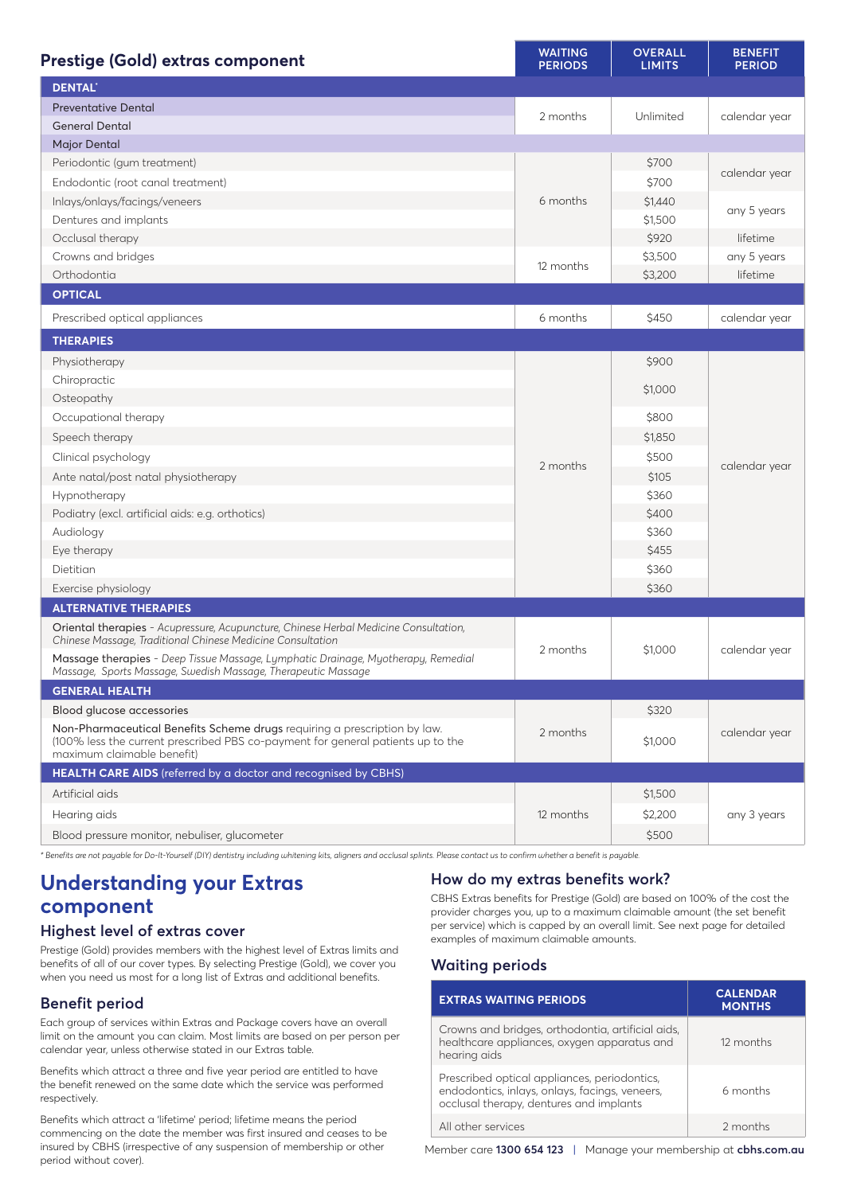| Prestige (Gold) extras component | WAITING PERIODS | OVERALL LIMITS | BENEFIT PERIOD |
|---|---|---|---|
| **DENTAL*** | | | |
| Preventative Dental | 2 months | Unlimited | calendar year |
| General Dental | 2 months | Unlimited | calendar year |
| Major Dental | | | |
| Periodontic (gum treatment) | 6 months | $700 | calendar year |
| Endodontic (root canal treatment) | 6 months | $700 | calendar year |
| Inlays/onlays/facings/veneers | 6 months | $1,440 | any 5 years |
| Dentures and implants | 6 months | $1,500 | any 5 years |
| Occlusal therapy | 6 months | $920 | lifetime |
| Crowns and bridges | 12 months | $3,500 | any 5 years |
| Orthodontia | 12 months | $3,200 | lifetime |
| **OPTICAL** | | | |
| Prescribed optical appliances | 6 months | $450 | calendar year |
| **THERAPIES** | | | |
| Physiotherapy | 2 months | $900 | calendar year |
| Chiropractic | 2 months | $1,000 | calendar year |
| Osteopathy | 2 months | $1,000 | calendar year |
| Occupational therapy | 2 months | $800 | calendar year |
| Speech therapy | 2 months | $1,850 | calendar year |
| Clinical psychology | 2 months | $500 | calendar year |
| Ante natal/post natal physiotherapy | 2 months | $105 | calendar year |
| Hypnotherapy | 2 months | $360 | calendar year |
| Podiatry (excl. artificial aids: e.g. orthotics) | 2 months | $400 | calendar year |
| Audiology | 2 months | $360 | calendar year |
| Eye therapy | 2 months | $455 | calendar year |
| Dietitian | 2 months | $360 | calendar year |
| Exercise physiology | 2 months | $360 | calendar year |
| **ALTERNATIVE THERAPIES** | | | |
| Oriental therapies - *Acupressure, Acupuncture, Chinese Herbal Medicine Consultation, Chinese Massage, Traditional Chinese Medicine Consultation* | 2 months | $1,000 | calendar year |
| Massage therapies - *Deep Tissue Massage, Lymphatic Drainage, Myotherapy, Remedial Massage, Sports Massage, Swedish Massage, Therapeutic Massage* | 2 months | $1,000 | calendar year |
| **GENERAL HEALTH** | | | |
| Blood glucose accessories | 2 months | $320 | calendar year |
| Non-Pharmaceutical Benefits Scheme drugs requiring a prescription by law. (100% less the current prescribed PBS co-payment for general patients up to the maximum claimable benefit) | 2 months | $1,000 | calendar year |
| **HEALTH CARE AIDS** (referred by a doctor and recognised by CBHS) | | | |
| Artificial aids | 12 months | $1,500 | any 3 years |
| Hearing aids | 12 months | $2,200 | any 3 years |
| Blood pressure monitor, nebuliser, glucometer | 12 months | $500 | any 3 years |

*\* Benefits are not payable for Do-It-Yourself (DIY) dentistry including whitening kits, aligners and occlusal splints. Please contact us to confirm whether a benefit is payable.*

# Understanding your Extras component

## Highest level of extras cover

Prestige (Gold) provides members with the highest level of Extras limits and benefits of all of our cover types. By selecting Prestige (Gold), we cover you when you need us most for a long list of Extras and additional benefits.

## Benefit period

Each group of services within Extras and Package covers have an overall limit on the amount you can claim. Most limits are based on per person per calendar year, unless otherwise stated in our Extras table.

Benefits which attract a three and five year period are entitled to have the benefit renewed on the same date which the service was performed respectively.

Benefits which attract a 'lifetime' period; lifetime means the period commencing on the date the member was first insured and ceases to be insured by CBHS (irrespective of any suspension of membership or other period without cover).

## How do my extras benefits work?

CBHS Extras benefits for Prestige (Gold) are based on 100% of the cost the provider charges you, up to a maximum claimable amount (the set benefit per service) which is capped by an overall limit. See next page for detailed examples of maximum claimable amounts.

## Waiting periods

| EXTRAS WAITING PERIODS | CALENDAR MONTHS |
|---|---|
| Crowns and bridges, orthodontia, artificial aids, healthcare appliances, oxygen apparatus and hearing aids | 12 months |
| Prescribed optical appliances, periodontics, endodontics, inlays, onlays, facings, veneers, occlusal therapy, dentures and implants | 6 months |
| All other services | 2 months |

Member care **1300 654 123** | Manage your membership at **cbhs.com.au**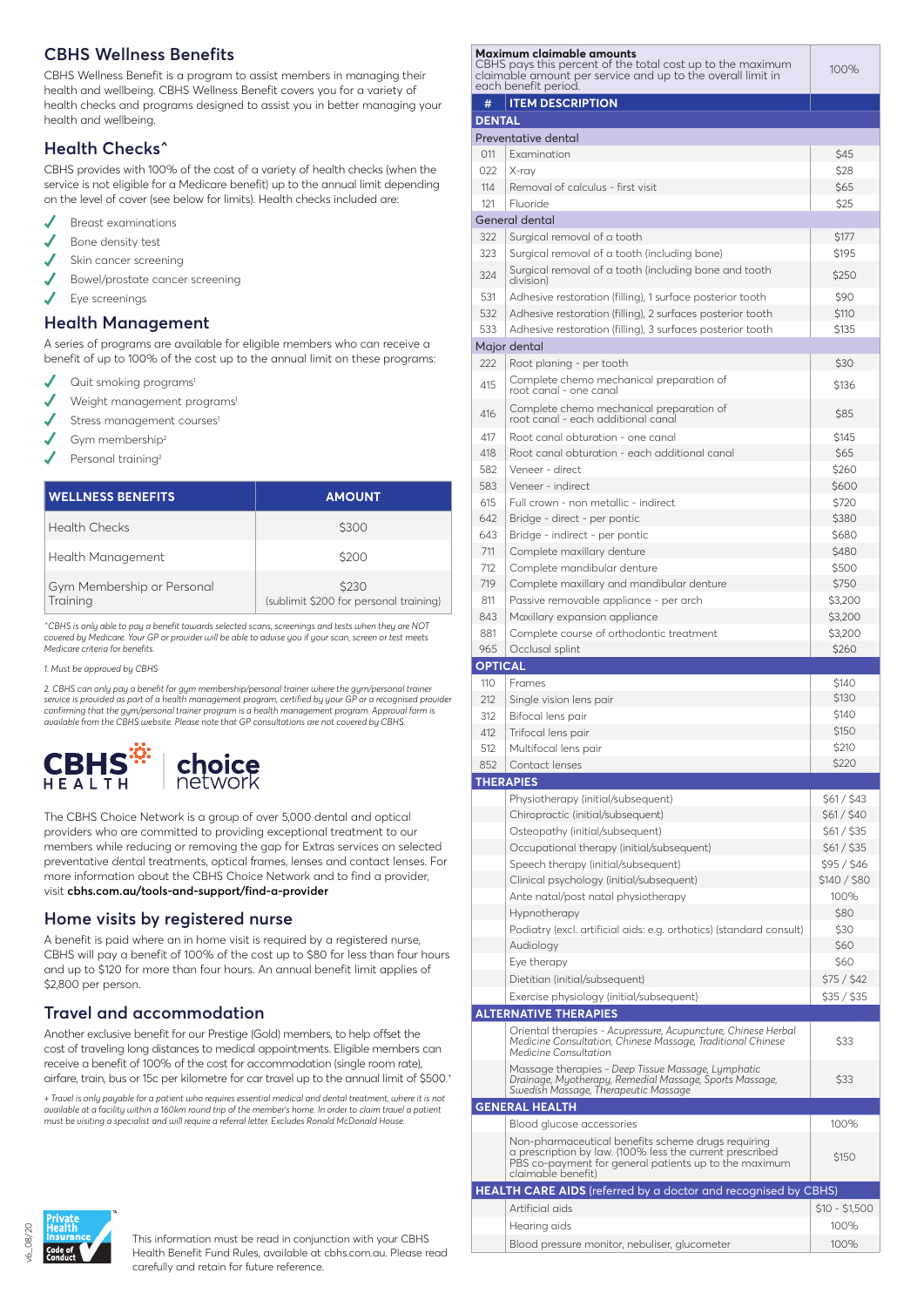## CBHS Wellness Benefits

CBHS Wellness Benefit is a program to assist members in managing their health and wellbeing. CBHS Wellness Benefit covers you for a variety of health checks and programs designed to assist you in better managing your health and wellbeing.

## Health Checks^

CBHS provides with 100% of the cost of a variety of health checks (when the service is not eligible for a Medicare benefit) up to the annual limit depending on the level of cover (see below for limits). Health checks included are:

- Breast examinations
- Bone density test
- Skin cancer screening
- Bowel/prostate cancer screening
- Eye screenings

## Health Management

A series of programs are available for eligible members who can receive a benefit of up to 100% of the cost up to the annual limit on these programs:

- Quit smoking programs[1]
- Weight management programs[1]
- Stress management courses[1]
- Gym membership[2]
- Personal training[2]

| WELLNESS BENEFITS | AMOUNT |
|---|---|
| Health Checks | $300 |
| Health Management | $200 |
| Gym Membership or Personal Training | $230 (sublimit $200 for personal training) |

*^CBHS is only able to pay a benefit towards selected scans, screenings and tests when they are NOT covered by Medicare. Your GP or provider will be able to advise you if your scan, screen or test meets Medicare criteria for benefits.*

*1. Must be approved by CBHS*

*2. CBHS can only pay a benefit for gym membership/personal trainer where the gym/personal trainer service is provided as part of a health management program, certified by your GP or a recognised provider confirming that the gym/personal trainer program is a health management program. Approval form is available from the CBHS website. Please note that GP consultations are not covered by CBHS.*

CBHS HEALTH | choice network

The CBHS Choice Network is a group of over 5,000 dental and optical providers who are committed to providing exceptional treatment to our members while reducing or removing the gap for Extras services on selected preventative dental treatments, optical frames, lenses and contact lenses. For more information about the CBHS Choice Network and to find a provider, visit **cbhs.com.au/tools-and-support/find-a-provider**

## Home visits by registered nurse

A benefit is paid where an in home visit is required by a registered nurse, CBHS will pay a benefit of 100% of the cost up to $80 for less than four hours and up to $120 for more than four hours. An annual benefit limit applies of $2,800 per person.

## Travel and accommodation

Another exclusive benefit for our Prestige (Gold) members, to help offset the cost of traveling long distances to medical appointments. Eligible members can receive a benefit of 100% of the cost for accommodation (single room rate), airfare, train, bus or 15c per kilometre for car travel up to the annual limit of $500.+

*+ Travel is only payable for a patient who requires essential medical and dental treatment, where it is not available at a facility within a 160km round trip of the member's home. In order to claim travel a patient must be visiting a specialist and will require a referral letter. Excludes Ronald McDonald House.*

| **Maximum claimable amounts** CBHS pays this percent of the total cost up to the maximum claimable amount per service and up to the overall limit in each benefit period. | | 100% |
|---|---|---|
| **#** | **ITEM DESCRIPTION** | |
| **DENTAL** | | |
| Preventative dental | | |
| 011 | Examination | $45 |
| 022 | X-ray | $28 |
| 114 | Removal of calculus - first visit | $65 |
| 121 | Fluoride | $25 |
| General dental | | |
| 322 | Surgical removal of a tooth | $177 |
| 323 | Surgical removal of a tooth (including bone) | $195 |
| 324 | Surgical removal of a tooth (including bone and tooth division) | $250 |
| 531 | Adhesive restoration (filling), 1 surface posterior tooth | $90 |
| 532 | Adhesive restoration (filling), 2 surfaces posterior tooth | $110 |
| 533 | Adhesive restoration (filling), 3 surfaces posterior tooth | $135 |
| Major dental | | |
| 222 | Root planing - per tooth | $30 |
| 415 | Complete chemo mechanical preparation of root canal - one canal | $136 |
| 416 | Complete chemo mechanical preparation of root canal - each additional canal | $85 |
| 417 | Root canal obturation - one canal | $145 |
| 418 | Root canal obturation - each additional canal | $65 |
| 582 | Veneer - direct | $260 |
| 583 | Veneer - indirect | $600 |
| 615 | Full crown - non metallic - indirect | $720 |
| 642 | Bridge - direct - per pontic | $380 |
| 643 | Bridge - indirect - per pontic | $680 |
| 711 | Complete maxillary denture | $480 |
| 712 | Complete mandibular denture | $500 |
| 719 | Complete maxillary and mandibular denture | $750 |
| 811 | Passive removable appliance - per arch | $3,200 |
| 843 | Maxillary expansion appliance | $3,200 |
| 881 | Complete course of orthodontic treatment | $3,200 |
| 965 | Occlusal splint | $260 |
| **OPTICAL** | | |
| 110 | Frames | $140 |
| 212 | Single vision lens pair | $130 |
| 312 | Bifocal lens pair | $140 |
| 412 | Trifocal lens pair | $150 |
| 512 | Multifocal lens pair | $210 |
| 852 | Contact lenses | $220 |
| **THERAPIES** | | |
| | Physiotherapy (initial/subsequent) | $61 / $43 |
| | Chiropractic (initial/subsequent) | $61 / $40 |
| | Osteopathy (initial/subsequent) | $61 / $35 |
| | Occupational therapy (initial/subsequent) | $61 / $35 |
| | Speech therapy (initial/subsequent) | $95 / $46 |
| | Clinical psychology (initial/subsequent) | $140 / $80 |
| | Ante natal/post natal physiotherapy | 100% |
| | Hypnotherapy | $80 |
| | Podiatry (excl. artificial aids: e.g. orthotics) (standard consult) | $30 |
| | Audiology | $60 |
| | Eye therapy | $60 |
| | Dietitian (initial/subsequent) | $75 / $42 |
| | Exercise physiology (initial/subsequent) | $35 / $35 |
| **ALTERNATIVE THERAPIES** | | |
| | Oriental therapies - *Acupressure, Acupuncture, Chinese Herbal Medicine Consultation, Chinese Massage, Traditional Chinese Medicine Consultation* | $33 |
| | Massage therapies - *Deep Tissue Massage, Lymphatic Drainage, Myotherapy, Remedial Massage, Sports Massage, Swedish Massage, Therapeutic Massage* | $33 |
| **GENERAL HEALTH** | | |
| | Blood glucose accessories | 100% |
| | Non-pharmaceutical benefits scheme drugs requiring a prescription by law. (100% less the current prescribed PBS co-payment for general patients up to the maximum claimable benefit) | $150 |
| **HEALTH CARE AIDS** (referred by a doctor and recognised by CBHS) | | |
| | Artificial aids | $10 - $1,500 |
| | Hearing aids | 100% |
| | Blood pressure monitor, nebuliser, glucometer | 100% |

This information must be read in conjunction with your CBHS Health Benefit Fund Rules, available at cbhs.com.au. Please read carefully and retain for future reference.

v6_08/20